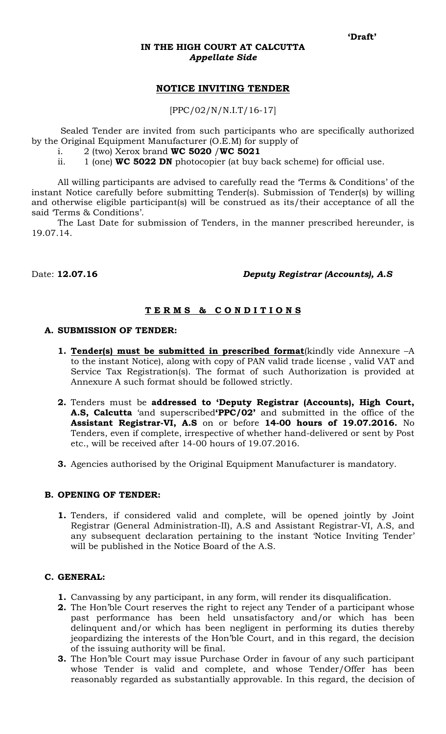**'Draft'**

**IN THE HIGH COURT AT CALCUTTA**
***Appellate Side***

## NOTICE INVITING TENDER

[PPC/02/N/N.I.T/16-17]

Sealed Tender are invited from such participants who are specifically authorized by the Original Equipment Manufacturer (O.E.M) for supply of

i. 2 (two) Xerox brand **WC 5020** /**WC 5021**
ii. 1 (one) **WC 5022 DN** photocopier (at buy back scheme) for official use.

All willing participants are advised to carefully read the 'Terms & Conditions' of the instant Notice carefully before submitting Tender(s). Submission of Tender(s) by willing and otherwise eligible participant(s) will be construed as its/their acceptance of all the said 'Terms & Conditions'.

The Last Date for submission of Tenders, in the manner prescribed hereunder, is 19.07.14.

Date: **12.07.16** ***Deputy Registrar (Accounts), A.S***

## T E R M S & C O N D I T I O N S

### A. SUBMISSION OF TENDER:

1. **Tender(s) must be submitted in prescribed format**(kindly vide Annexure –A to the instant Notice), along with copy of PAN valid trade license , valid VAT and Service Tax Registration(s). The format of such Authorization is provided at Annexure A such format should be followed strictly.

2. Tenders must be **addressed to 'Deputy Registrar (Accounts), High Court, A.S, Calcutta** 'and superscribed**'PPC/02'** and submitted in the office of the **Assistant Registrar-VI, A.S** on or before **14-00 hours of 19.07.2016.** No Tenders, even if complete, irrespective of whether hand-delivered or sent by Post etc., will be received after 14-00 hours of 19.07.2016.

3. Agencies authorised by the Original Equipment Manufacturer is mandatory.

### B. OPENING OF TENDER:

1. Tenders, if considered valid and complete, will be opened jointly by Joint Registrar (General Administration-II), A.S and Assistant Registrar-VI, A.S, and any subsequent declaration pertaining to the instant 'Notice Inviting Tender' will be published in the Notice Board of the A.S.

### C. GENERAL:

1. Canvassing by any participant, in any form, will render its disqualification.
2. The Hon'ble Court reserves the right to reject any Tender of a participant whose past performance has been held unsatisfactory and/or which has been delinquent and/or which has been negligent in performing its duties thereby jeopardizing the interests of the Hon'ble Court, and in this regard, the decision of the issuing authority will be final.
3. The Hon'ble Court may issue Purchase Order in favour of any such participant whose Tender is valid and complete, and whose Tender/Offer has been reasonably regarded as substantially approvable. In this regard, the decision of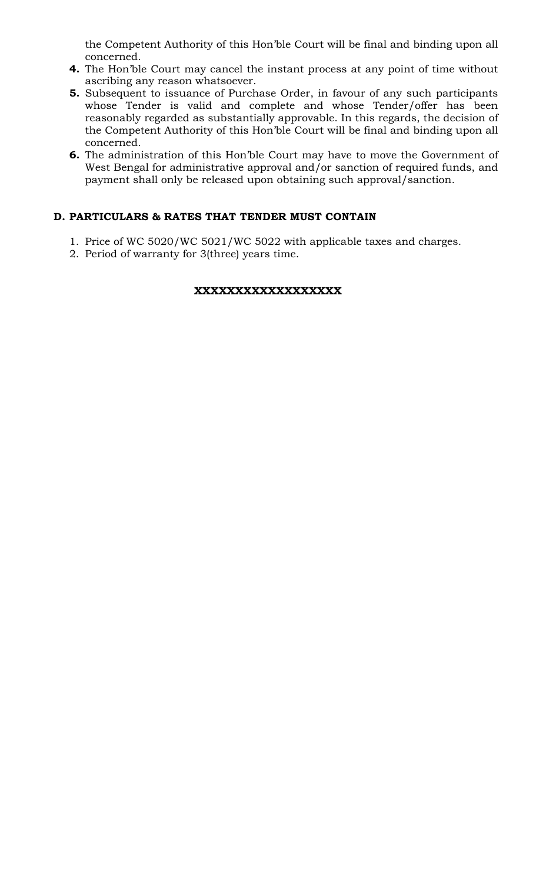the Competent Authority of this Hon'ble Court will be final and binding upon all concerned.

4. The Hon'ble Court may cancel the instant process at any point of time without ascribing any reason whatsoever.
5. Subsequent to issuance of Purchase Order, in favour of any such participants whose Tender is valid and complete and whose Tender/offer has been reasonably regarded as substantially approvable. In this regards, the decision of the Competent Authority of this Hon'ble Court will be final and binding upon all concerned.
6. The administration of this Hon'ble Court may have to move the Government of West Bengal for administrative approval and/or sanction of required funds, and payment shall only be released upon obtaining such approval/sanction.

**D. PARTICULARS & RATES THAT TENDER MUST CONTAIN**

1. Price of WC 5020/WC 5021/WC 5022 with applicable taxes and charges.
2. Period of warranty for 3(three) years time.

**XXXXXXXXXXXXXXXXXX**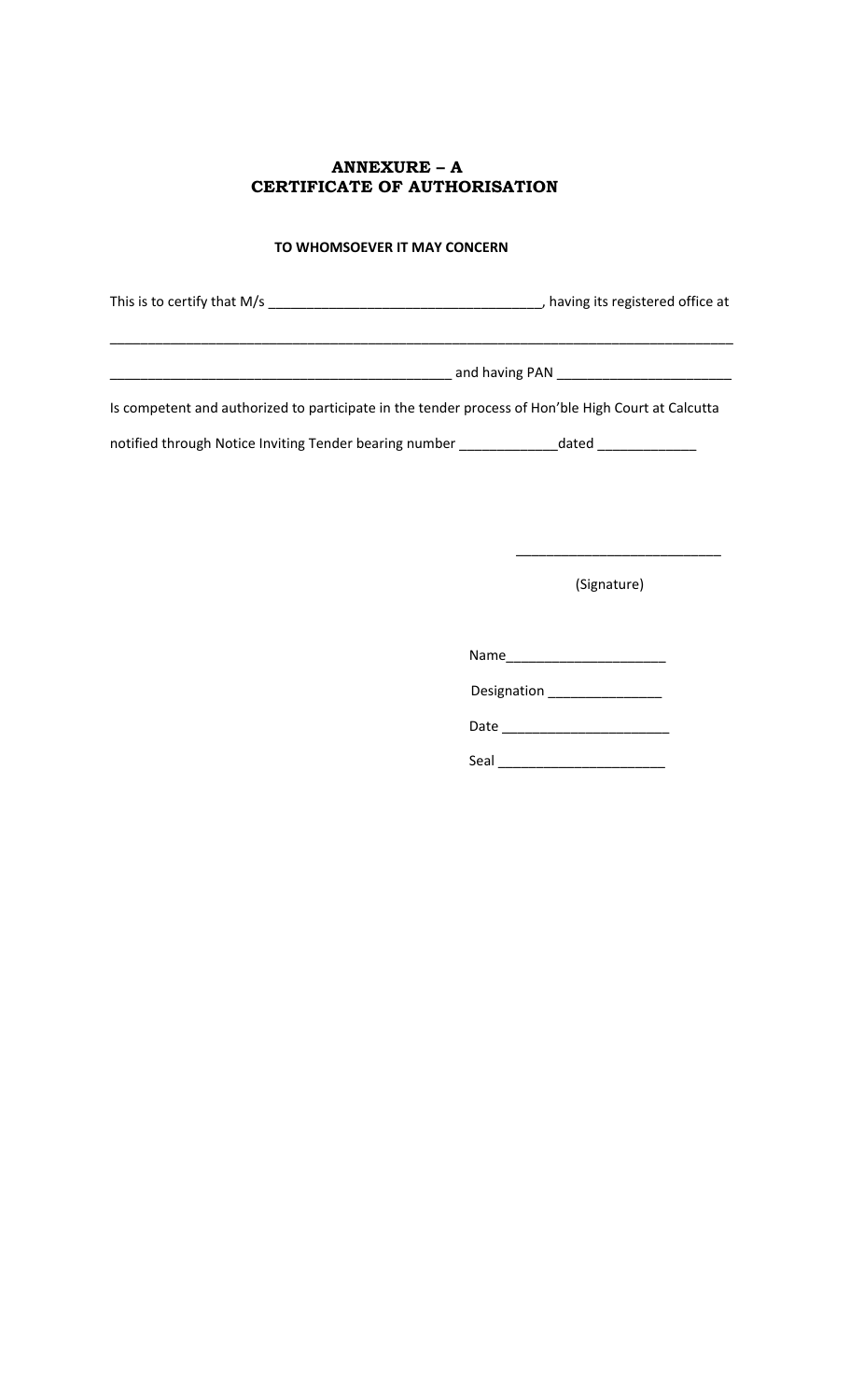# ANNEXURE – A
# CERTIFICATE OF AUTHORISATION

**TO WHOMSOEVER IT MAY CONCERN**

This is to certify that M/s ___________________________________, having its registered office at

_______________________________________________________________________________

_____________________________________________ and having PAN ______________________

Is competent and authorized to participate in the tender process of Hon'ble High Court at Calcutta

notified through Notice Inviting Tender bearing number ____________dated ____________

__________________________

(Signature)

Name____________________

Designation ______________

Date _____________________

Seal _____________________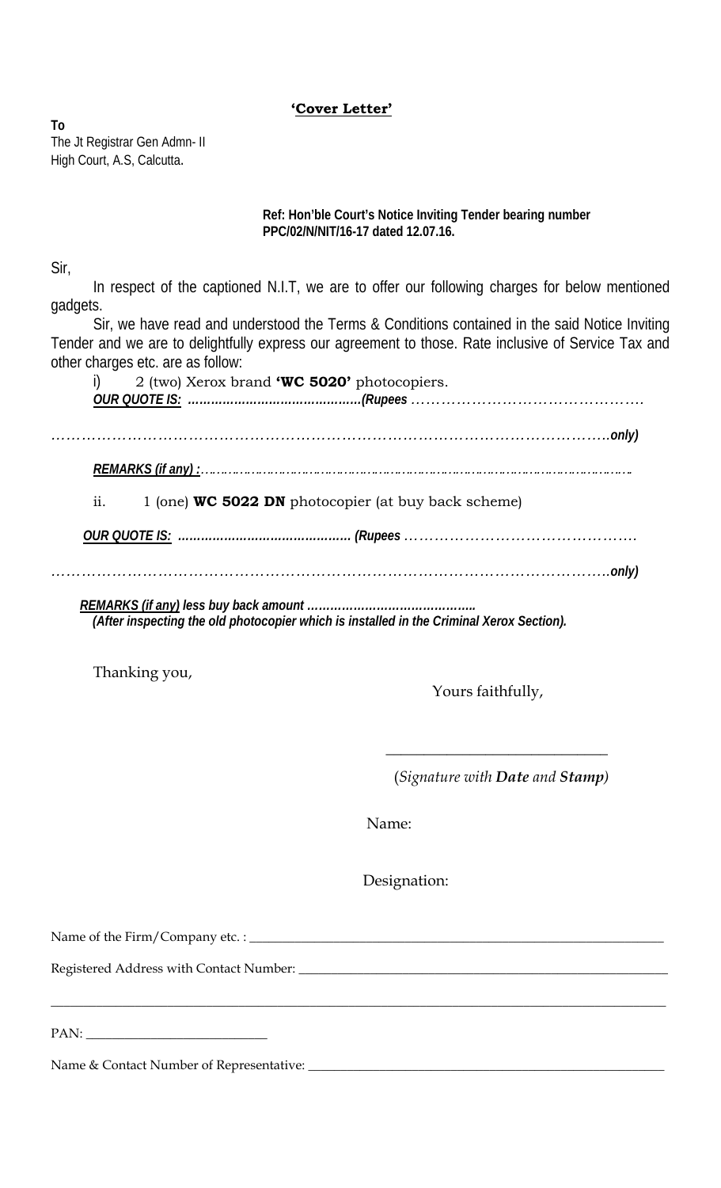## **'Cover Letter'**

**To**
The Jt Registrar Gen Admn- II
High Court, A.S, Calcutta.

**Ref: Hon'ble Court's Notice Inviting Tender bearing number PPC/02/N/NIT/16-17 dated 12.07.16.**

Sir,

In respect of the captioned N.I.T, we are to offer our following charges for below mentioned gadgets.

Sir, we have read and understood the Terms & Conditions contained in the said Notice Inviting Tender and we are to delightfully express our agreement to those. Rate inclusive of Service Tax and other charges etc. are as follow:

i) 2 (two) Xerox brand **'WC 5020'** photocopiers.

***OUR QUOTE IS:*** ***............................................(Rupees*** ……………………………………………

…………………………………………………………………………………………………….***only)***

***REMARKS (if any) :***………………………………………………………………………………………

ii. 1 (one) **WC 5022 DN** photocopier (at buy back scheme)

***OUR QUOTE IS:*** ***............................................ (Rupees*** ……………………………………………

…………………………………………………………………………………………………….***only)***

***REMARKS (if any) less buy back amount ……………………………………..***
***(After inspecting the old photocopier which is installed in the Criminal Xerox Section).***

Thanking you,

Yours faithfully,

______________________________
(*Signature with **Date** and **Stamp***)

Name:

Designation:

Name of the Firm/Company etc. : ______________________________________________________________

Registered Address with Contact Number: ______________________________________________________

_____________________________________________________________________________________

PAN: ___________________________

Name & Contact Number of Representative: ______________________________________________________